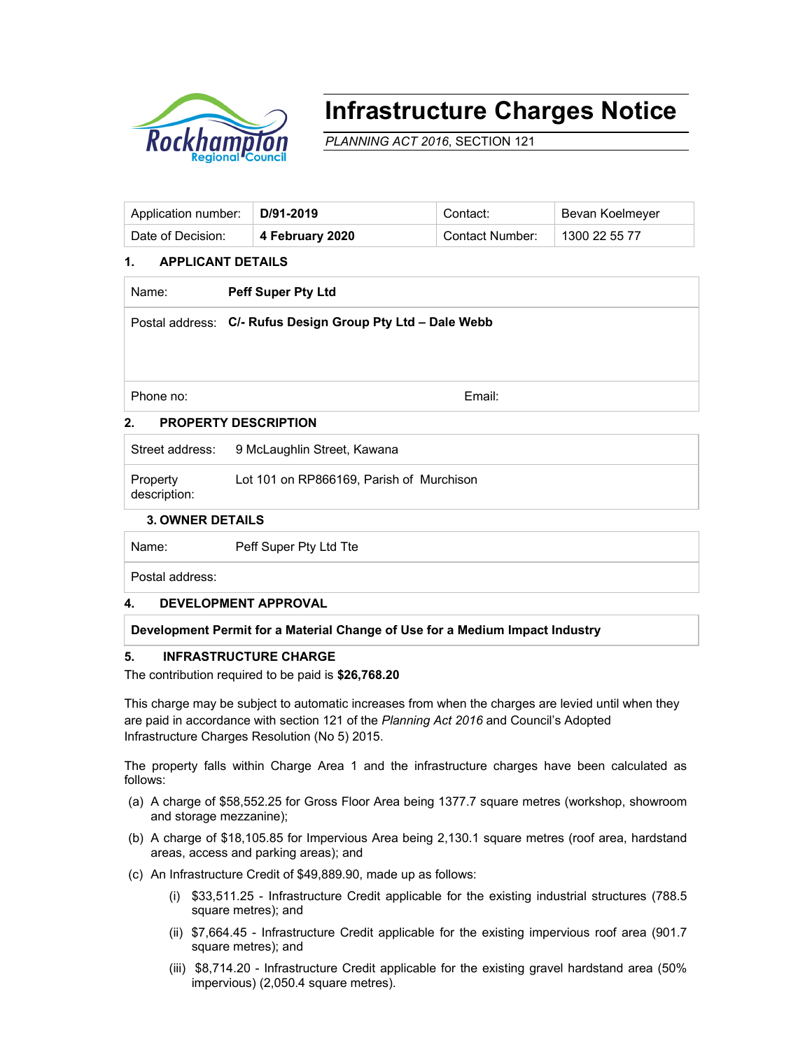# Infrastructure Charges Notice

*PLANNING ACT 2016*, SECTION 121

| | | | |
|---|---|---|---|
| Application number: | **D/91-2019** | Contact: | Bevan Koelmeyer |
| Date of Decision: | **4 February 2020** | Contact Number: | 1300 22 55 77 |

## 1. APPLICANT DETAILS

| | | | |
|---|---|---|---|
| Name: | **Peff Super Pty Ltd** | | |
| Postal address: | **C/- Rufus Design Group Pty Ltd – Dale Webb** | | |
| Phone no: | | Email: | |

## 2. PROPERTY DESCRIPTION

| | |
|---|---|
| Street address: | 9 McLaughlin Street, Kawana |
| Property description: | Lot 101 on RP866169, Parish of Murchison |

## 3. OWNER DETAILS

| | |
|---|---|
| Name: | Peff Super Pty Ltd Tte |
| Postal address: | |

## 4. DEVELOPMENT APPROVAL

**Development Permit for a Material Change of Use for a Medium Impact Industry**

## 5. INFRASTRUCTURE CHARGE

The contribution required to be paid is **$26,768.20**

This charge may be subject to automatic increases from when the charges are levied until when they are paid in accordance with section 121 of the *Planning Act 2016* and Council's Adopted Infrastructure Charges Resolution (No 5) 2015.

The property falls within Charge Area 1 and the infrastructure charges have been calculated as follows:

(a) A charge of $58,552.25 for Gross Floor Area being 1377.7 square metres (workshop, showroom and storage mezzanine);

(b) A charge of $18,105.85 for Impervious Area being 2,130.1 square metres (roof area, hardstand areas, access and parking areas); and

(c) An Infrastructure Credit of $49,889.90, made up as follows:

   (i) $33,511.25 - Infrastructure Credit applicable for the existing industrial structures (788.5 square metres); and

   (ii) $7,664.45 - Infrastructure Credit applicable for the existing impervious roof area (901.7 square metres); and

   (iii) $8,714.20 - Infrastructure Credit applicable for the existing gravel hardstand area (50% impervious) (2,050.4 square metres).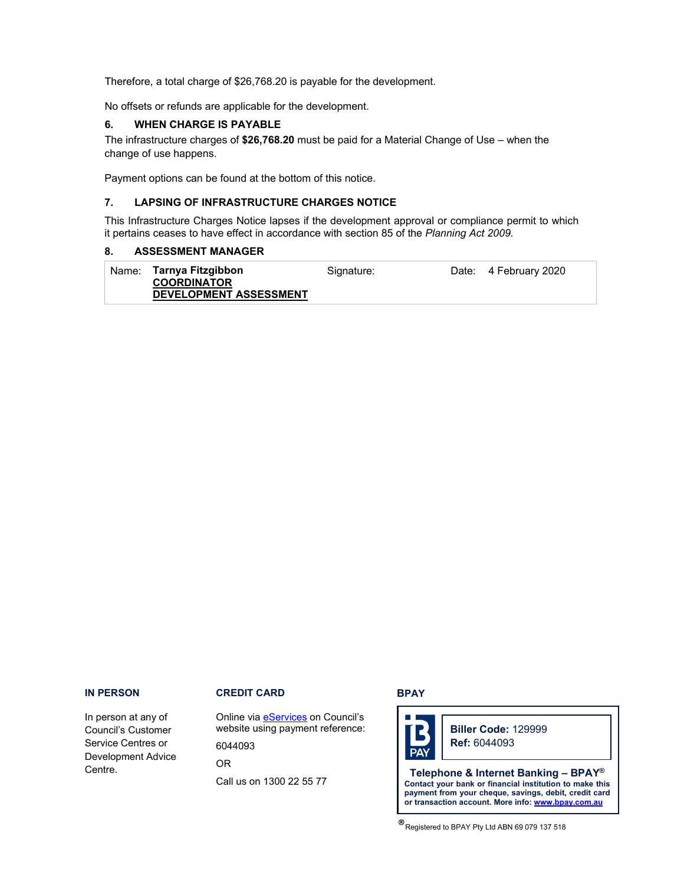Therefore, a total charge of $26,768.20 is payable for the development.

No offsets or refunds are applicable for the development.

### 6. WHEN CHARGE IS PAYABLE

The infrastructure charges of **$26,768.20** must be paid for a Material Change of Use – when the change of use happens.

Payment options can be found at the bottom of this notice.

### 7. LAPSING OF INFRASTRUCTURE CHARGES NOTICE

This Infrastructure Charges Notice lapses if the development approval or compliance permit to which it pertains ceases to have effect in accordance with section 85 of the *Planning Act 2009.*

### 8. ASSESSMENT MANAGER

| | | | | | |
|---|---|---|---|---|---|
| Name: | **Tarnya Fitzgibbon** **COORDINATOR DEVELOPMENT ASSESSMENT** | Signature: | | Date: | 4 February 2020 |

**IN PERSON**

In person at any of Council's Customer Service Centres or Development Advice Centre.

**CREDIT CARD**

Online via eServices on Council's website using payment reference:

6044093

OR

Call us on 1300 22 55 77

**BPAY**

B PAY

**Biller Code:** 129999
**Ref:** 6044093

**Telephone & Internet Banking – BPAY®**
**Contact your bank or financial institution to make this payment from your cheque, savings, debit, credit card or transaction account. More info: www.bpay.com.au**

® Registered to BPAY Pty Ltd ABN 69 079 137 518